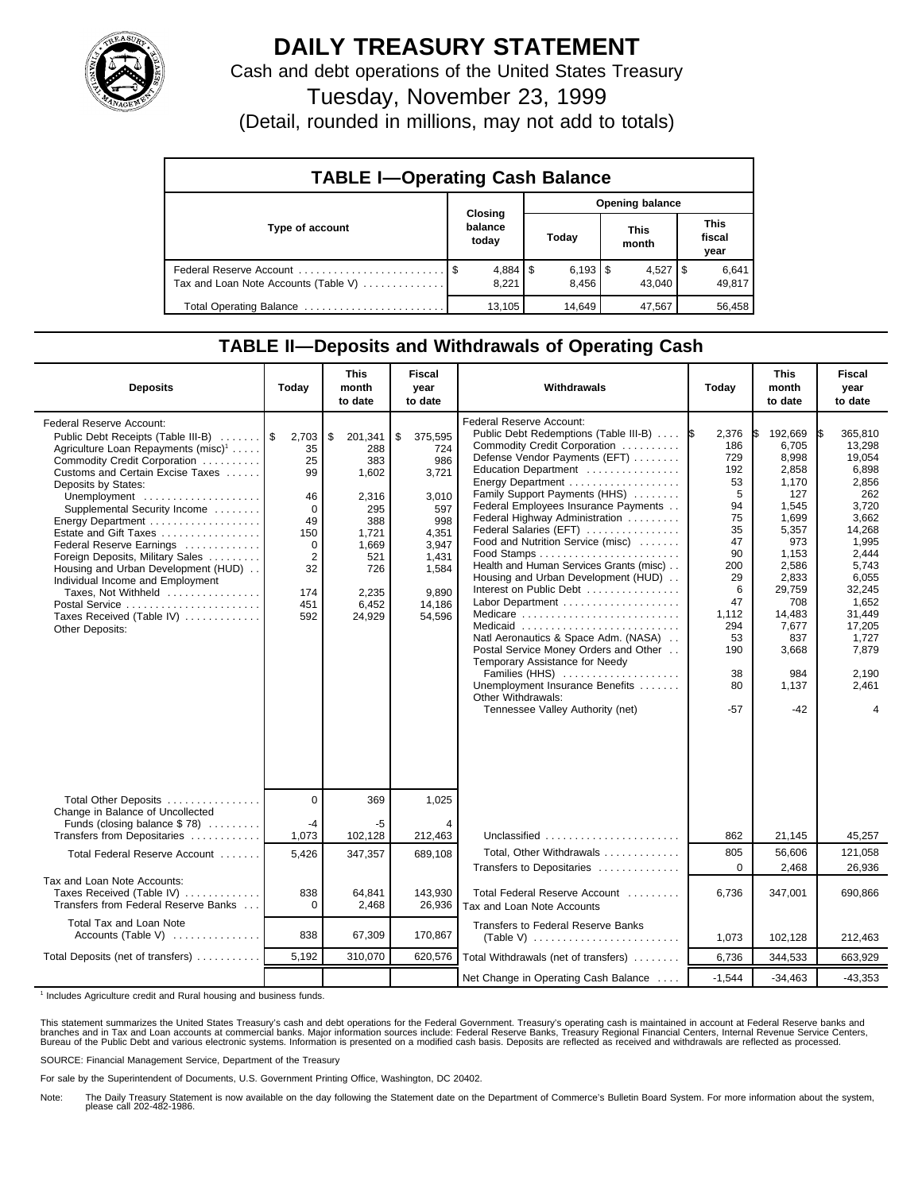# DAILY TREASURY STATEMENT

Cash and debt operations of the United States Treasury

Tuesday, November 23, 1999

(Detail, rounded in millions, may not add to totals)

## TABLE I—Operating Cash Balance

| Type of account | Closing balance today | Opening balance Today | This month | This fiscal year |
|---|---|---|---|---|
| Federal Reserve Account | $ 4,884 | $ 6,193 | $ 4,527 | $ 6,641 |
| Tax and Loan Note Accounts (Table V) | 8,221 | 8,456 | 43,040 | 49,817 |
| Total Operating Balance | 13,105 | 14,649 | 47,567 | 56,458 |

## TABLE II—Deposits and Withdrawals of Operating Cash

| Deposits | Today | This month to date | Fiscal year to date |
|---|---|---|---|
| Federal Reserve Account: | | | |
| Public Debt Receipts (Table III-B) | $ 2,703 | $ 201,341 | $ 375,595 |
| Agriculture Loan Repayments (misc)[1] | 35 | 288 | 724 |
| Commodity Credit Corporation | 25 | 383 | 986 |
| Customs and Certain Excise Taxes | 99 | 1,602 | 3,721 |
| Deposits by States: | | | |
| Unemployment | 46 | 2,316 | 3,010 |
| Supplemental Security Income | 0 | 295 | 597 |
| Energy Department | 49 | 388 | 998 |
| Estate and Gift Taxes | 150 | 1,721 | 4,351 |
| Federal Reserve Earnings | 0 | 1,669 | 3,947 |
| Foreign Deposits, Military Sales | 2 | 521 | 1,431 |
| Housing and Urban Development (HUD) | 32 | 726 | 1,584 |
| Individual Income and Employment Taxes, Not Withheld | 174 | 2,235 | 9,890 |
| Postal Service | 451 | 6,452 | 14,186 |
| Taxes Received (Table IV) | 592 | 24,929 | 54,596 |
| Other Deposits: | | | |
| Total Other Deposits | 0 | 369 | 1,025 |
| Change in Balance of Uncollected Funds (closing balance $ 78) | -4 | -5 | 4 |
| Transfers from Depositaries | 1,073 | 102,128 | 212,463 |
| Total Federal Reserve Account | 5,426 | 347,357 | 689,108 |
| Tax and Loan Note Accounts: | | | |
| Taxes Received (Table IV) | 838 | 64,841 | 143,930 |
| Transfers from Federal Reserve Banks | 0 | 2,468 | 26,936 |
| Total Tax and Loan Note Accounts (Table V) | 838 | 67,309 | 170,867 |
| Total Deposits (net of transfers) | 5,192 | 310,070 | 620,576 |

| Withdrawals | Today | This month to date | Fiscal year to date |
|---|---|---|---|
| Federal Reserve Account: | | | |
| Public Debt Redemptions (Table III-B) | $ 2,376 | $ 192,669 | $ 365,810 |
| Commodity Credit Corporation | 186 | 6,705 | 13,298 |
| Defense Vendor Payments (EFT) | 729 | 8,998 | 19,054 |
| Education Department | 192 | 2,858 | 6,898 |
| Energy Department | 53 | 1,170 | 2,856 |
| Family Support Payments (HHS) | 5 | 127 | 262 |
| Federal Employees Insurance Payments | 94 | 1,545 | 3,720 |
| Federal Highway Administration | 75 | 1,699 | 3,662 |
| Federal Salaries (EFT) | 35 | 5,357 | 14,268 |
| Food and Nutrition Service (misc) | 47 | 973 | 1,995 |
| Food Stamps | 90 | 1,153 | 2,444 |
| Health and Human Services Grants (misc) | 200 | 2,586 | 5,743 |
| Housing and Urban Development (HUD) | 29 | 2,833 | 6,055 |
| Interest on Public Debt | 6 | 29,759 | 32,245 |
| Labor Department | 47 | 708 | 1,652 |
| Medicare | 1,112 | 14,483 | 31,449 |
| Medicaid | 294 | 7,677 | 17,205 |
| Natl Aeronautics & Space Adm. (NASA) | 53 | 837 | 1,727 |
| Postal Service Money Orders and Other | 190 | 3,668 | 7,879 |
| Temporary Assistance for Needy Families (HHS) | 38 | 984 | 2,190 |
| Unemployment Insurance Benefits | 80 | 1,137 | 2,461 |
| Other Withdrawals: | | | |
| Tennessee Valley Authority (net) | -57 | -42 | 4 |
| Unclassified | 862 | 21,145 | 45,257 |
| Total, Other Withdrawals | 805 | 56,606 | 121,058 |
| Transfers to Depositaries | 0 | 2,468 | 26,936 |
| Total Federal Reserve Account | 6,736 | 347,001 | 690,866 |
| Tax and Loan Note Accounts | | | |
| Transfers to Federal Reserve Banks (Table V) | 1,073 | 102,128 | 212,463 |
| Total Withdrawals (net of transfers) | 6,736 | 344,533 | 663,929 |
| Net Change in Operating Cash Balance | -1,544 | -34,463 | -43,353 |

[1] Includes Agriculture credit and Rural housing and business funds.

This statement summarizes the United States Treasury's cash and debt operations for the Federal Government. Treasury's operating cash is maintained in account at Federal Reserve banks and branches and in Tax and Loan accounts at commercial banks. Major information sources include: Federal Reserve Banks, Treasury Regional Financial Centers, Internal Revenue Service Centers, Bureau of the Public Debt and various electronic systems. Information is presented on a modified cash basis. Deposits are reflected as received and withdrawals are reflected as processed.

SOURCE: Financial Management Service, Department of the Treasury

For sale by the Superintendent of Documents, U.S. Government Printing Office, Washington, DC 20402.

Note: The Daily Treasury Statement is now available on the day following the Statement date on the Department of Commerce's Bulletin Board System. For more information about the system, please call 202-482-1986.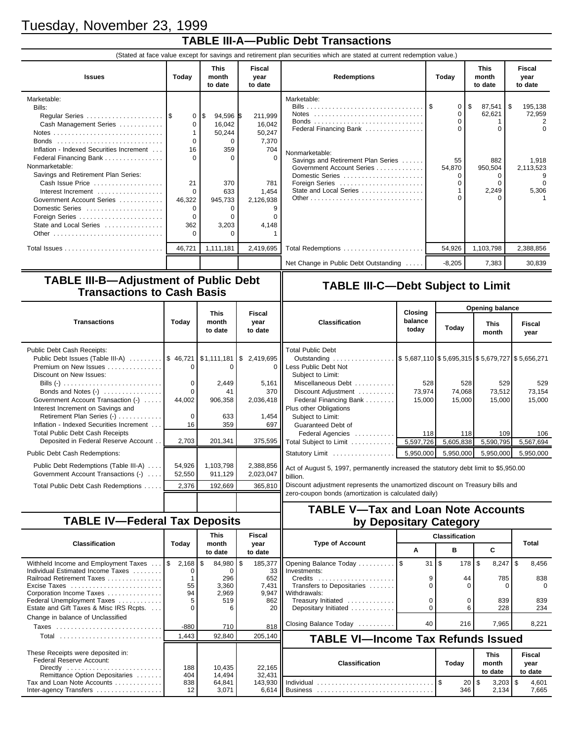Tuesday, November 23, 1999

## TABLE III-A—Public Debt Transactions

(Stated at face value except for savings and retirement plan securities which are stated at current redemption value.)

| Issues | Today | This month to date | Fiscal year to date |
|---|---|---|---|
| Marketable: | | | |
| Bills: | | | |
| Regular Series | $ 0 | $ 94,596 | $ 211,999 |
| Cash Management Series | 0 | 16,042 | 16,042 |
| Notes | 1 | 50,244 | 50,247 |
| Bonds | 0 | 0 | 7,370 |
| Inflation - Indexed Securities Increment | 16 | 359 | 704 |
| Federal Financing Bank | 0 | 0 | 0 |
| Nonmarketable: | | | |
| Savings and Retirement Plan Series: | | | |
| Cash Issue Price | 21 | 370 | 781 |
| Interest Increment | 0 | 633 | 1,454 |
| Government Account Series | 46,322 | 945,733 | 2,126,938 |
| Domestic Series | 0 | 0 | 9 |
| Foreign Series | 0 | 0 | 0 |
| State and Local Series | 362 | 3,203 | 4,148 |
| Other | 0 | 0 | 1 |
| Total Issues | 46,721 | 1,111,181 | 2,419,695 |

| Redemptions | Today | This month to date | Fiscal year to date |
|---|---|---|---|
| Marketable: | | | |
| Bills | $ 0 | $ 87,541 | $ 195,138 |
| Notes | 0 | 62,621 | 72,959 |
| Bonds | 0 | 1 | 2 |
| Federal Financing Bank | 0 | 0 | 0 |
| Nonmarketable: | | | |
| Savings and Retirement Plan Series | 55 | 882 | 1,918 |
| Government Account Series | 54,870 | 950,504 | 2,113,523 |
| Domestic Series | 0 | 0 | 9 |
| Foreign Series | 0 | 0 | 0 |
| State and Local Series | 1 | 2,249 | 5,306 |
| Other | 0 | 0 | 1 |
| Total Redemptions | 54,926 | 1,103,798 | 2,388,856 |
| Net Change in Public Debt Outstanding | -8,205 | 7,383 | 30,839 |

## TABLE III-B—Adjustment of Public Debt Transactions to Cash Basis

| Transactions | Today | This month to date | Fiscal year to date |
|---|---|---|---|
| Public Debt Cash Receipts: | | | |
| Public Debt Issues (Table III-A) | $ 46,721 | $1,111,181 | $ 2,419,695 |
| Premium on New Issues | 0 | 0 | 0 |
| Discount on New Issues: | | | |
| Bills (-) | 0 | 2,449 | 5,161 |
| Bonds and Notes (-) | 0 | 41 | 370 |
| Government Account Transaction (-) | 44,002 | 906,358 | 2,036,418 |
| Interest Increment on Savings and Retirement Plan Series (-) | 0 | 633 | 1,454 |
| Inflation - Indexed Securities Increment | 16 | 359 | 697 |
| Total Public Debt Cash Receipts Deposited in Federal Reserve Account | 2,703 | 201,341 | 375,595 |
| Public Debt Cash Redemptions: | | | |
| Public Debt Redemptions (Table III-A) | 54,926 | 1,103,798 | 2,388,856 |
| Government Account Transactions (-) | 52,550 | 911,129 | 2,023,047 |
| Total Public Debt Cash Redemptions | 2,376 | 192,669 | 365,810 |

## TABLE III-C—Debt Subject to Limit

| Classification | Closing balance today | Opening balance | | |
|---|---|---|---|---|
| | | Today | This month | Fiscal year |
| Total Public Debt Outstanding | $ 5,687,110 | $ 5,695,315 | $ 5,679,727 | $ 5,656,271 |
| Less Public Debt Not Subject to Limit: | | | | |
| Miscellaneous Debt | 528 | 528 | 529 | 529 |
| Discount Adjustment | 73,974 | 74,068 | 73,512 | 73,154 |
| Federal Financing Bank | 15,000 | 15,000 | 15,000 | 15,000 |
| Plus other Obligations Subject to Limit: | | | | |
| Guaranteed Debt of Federal Agencies | 118 | 118 | 109 | 106 |
| Total Subject to Limit | 5,597,726 | 5,605,838 | 5,590,795 | 5,567,694 |
| Statutory Limit | 5,950,000 | 5,950,000 | 5,950,000 | 5,950,000 |

Act of August 5, 1997, permanently increased the statutory debt limit to $5,950.00 billion.

Discount adjustment represents the unamortized discount on Treasury bills and zero-coupon bonds (amortization is calculated daily)

## TABLE IV—Federal Tax Deposits

| Classification | Today | This month to date | Fiscal year to date |
|---|---|---|---|
| Withheld Income and Employment Taxes | $ 2,168 | $ 84,980 | $ 185,377 |
| Individual Estimated Income Taxes | 0 | 0 | 33 |
| Railroad Retirement Taxes | 1 | 296 | 652 |
| Excise Taxes | 55 | 3,360 | 7,431 |
| Corporation Income Taxes | 94 | 2,969 | 9,947 |
| Federal Unemployment Taxes | 5 | 519 | 862 |
| Estate and Gift Taxes & Misc IRS Rcpts. | 0 | 6 | 20 |
| Change in balance of Unclassified Taxes | -880 | 710 | 818 |
| Total | 1,443 | 92,840 | 205,140 |
| These Receipts were deposited in: | | | |
| Federal Reserve Account: | | | |
| Directly | 188 | 10,435 | 22,165 |
| Remittance Option Depositaries | 404 | 14,494 | 32,431 |
| Tax and Loan Note Accounts | 838 | 64,841 | 143,930 |
| Inter-agency Transfers | 12 | 3,071 | 6,614 |

## TABLE V—Tax and Loan Note Accounts by Depositary Category

| Type of Account | Classification | | | Total |
|---|---|---|---|---|
| | A | B | C | |
| Opening Balance Today | $ 31 | $ 178 | $ 8,247 | $ 8,456 |
| Investments: | | | | |
| Credits | 9 | 44 | 785 | 838 |
| Transfers to Depositaries | 0 | 0 | 0 | 0 |
| Withdrawals: | | | | |
| Treasury Initiated | 0 | 0 | 839 | 839 |
| Depositary Initiated | 0 | 6 | 228 | 234 |
| Closing Balance Today | 40 | 216 | 7,965 | 8,221 |

## TABLE VI—Income Tax Refunds Issued

| Classification | Today | This month to date | Fiscal year to date |
|---|---|---|---|
| Individual | $ 20 | $ 3,203 | $ 4,601 |
| Business | 346 | 2,134 | 7,665 |